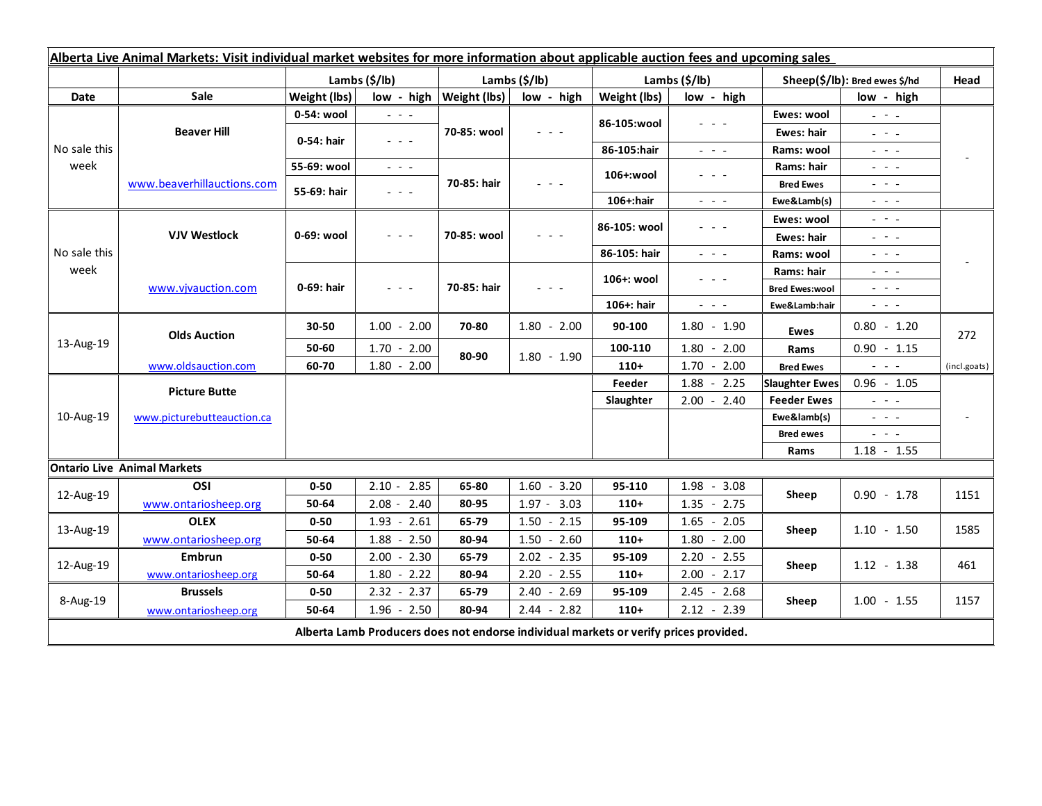| **Alberta Live Animal Markets: Visit individual market websites for more information about applicable auction fees and upcoming sales** | | | | | | | | | | |
|---|---|---|---|---|---|---|---|---|---|---|
| | | **Lambs ($/lb)** | | **Lambs ($/lb)** | | **Lambs ($/lb)** | | **Sheep($/lb): Bred ewes $/hd** | | **Head** |
| **Date** | **Sale** | **Weight (lbs)** | **low - high** | **Weight (lbs)** | **low - high** | **Weight (lbs)** | **low - high** | | **low - high** | |
| No sale this week | **Beaver Hill** | **0-54: wool** | - - - | **70-85: wool** | - - - | **86-105:wool** | - - - | **Ewes: wool** | - - - | - |
| | | **0-54: hair** | - - - | | | | | **Ewes: hair** | - - - | |
| | | | | | | **86-105:hair** | - - - | **Rams: wool** | - - - | |
| | www.beaverhillauctions.com | **55-69: wool** | - - - | **70-85: hair** | - - - | **106+:wool** | - - - | **Rams: hair** | - - - | |
| | | **55-69: hair** | - - - | | | | | **Bred Ewes** | - - - | |
| | | | | | | **106+:hair** | - - - | **Ewe&Lamb(s)** | - - - | |
| No sale this week | **VJV Westlock** | **0-69: wool** | - - - | **70-85: wool** | - - - | **86-105: wool** | - - - | **Ewes: wool** | - - - | - |
| | | | | | | | | **Ewes: hair** | - - - | |
| | | | | | | **86-105: hair** | - - - | **Rams: wool** | - - - | |
| | www.vjvauction.com | **0-69: hair** | - - - | **70-85: hair** | - - - | **106+: wool** | - - - | **Rams: hair** | - - - | |
| | | | | | | | | **Bred Ewes:wool** | - - - | |
| | | | | | | **106+: hair** | - - - | **Ewe&Lamb:hair** | - - - | |
| 13-Aug-19 | **Olds Auction** | **30-50** | 1.00 - 2.00 | **70-80** | 1.80 - 2.00 | **90-100** | 1.80 - 1.90 | **Ewes** | 0.80 - 1.20 | 272 |
| | | **50-60** | 1.70 - 2.00 | **80-90** | 1.80 - 1.90 | **100-110** | 1.80 - 2.00 | **Rams** | 0.90 - 1.15 | |
| | www.oldsauction.com | **60-70** | 1.80 - 2.00 | | | **110+** | 1.70 - 2.00 | **Bred Ewes** | - - - | (incl.goats) |
| 10-Aug-19 | **Picture Butte** | | | | | **Feeder** | 1.88 - 2.25 | **Slaughter Ewes** | 0.96 - 1.05 | - |
| | www.picturebutteauction.ca | | | | | **Slaughter** | 2.00 - 2.40 | **Feeder Ewes** | - - - | |
| | | | | | | | | **Ewe&lamb(s)** | - - - | |
| | | | | | | | | **Bred ewes** | - - - | |
| | | | | | | | | **Rams** | 1.18 - 1.55 | |
| **Ontario Live Animal Markets** | | | | | | | | | | |
| 12-Aug-19 | **OSI** | **0-50** | 2.10 - 2.85 | **65-80** | 1.60 - 3.20 | **95-110** | 1.98 - 3.08 | **Sheep** | 0.90 - 1.78 | 1151 |
| | www.ontariosheep.org | **50-64** | 2.08 - 2.40 | **80-95** | 1.97 - 3.03 | **110+** | 1.35 - 2.75 | | | |
| 13-Aug-19 | **OLEX** | **0-50** | 1.93 - 2.61 | **65-79** | 1.50 - 2.15 | **95-109** | 1.65 - 2.05 | **Sheep** | 1.10 - 1.50 | 1585 |
| | www.ontariosheep.org | **50-64** | 1.88 - 2.50 | **80-94** | 1.50 - 2.60 | **110+** | 1.80 - 2.00 | | | |
| 12-Aug-19 | **Embrun** | **0-50** | 2.00 - 2.30 | **65-79** | 2.02 - 2.35 | **95-109** | 2.20 - 2.55 | **Sheep** | 1.12 - 1.38 | 461 |
| | www.ontariosheep.org | **50-64** | 1.80 - 2.22 | **80-94** | 2.20 - 2.55 | **110+** | 2.00 - 2.17 | | | |
| 8-Aug-19 | **Brussels** | **0-50** | 2.32 - 2.37 | **65-79** | 2.40 - 2.69 | **95-109** | 2.45 - 2.68 | **Sheep** | 1.00 - 1.55 | 1157 |
| | www.ontariosheep.org | **50-64** | 1.96 - 2.50 | **80-94** | 2.44 - 2.82 | **110+** | 2.12 - 2.39 | | | |

**Alberta Lamb Producers does not endorse individual markets or verify prices provided.**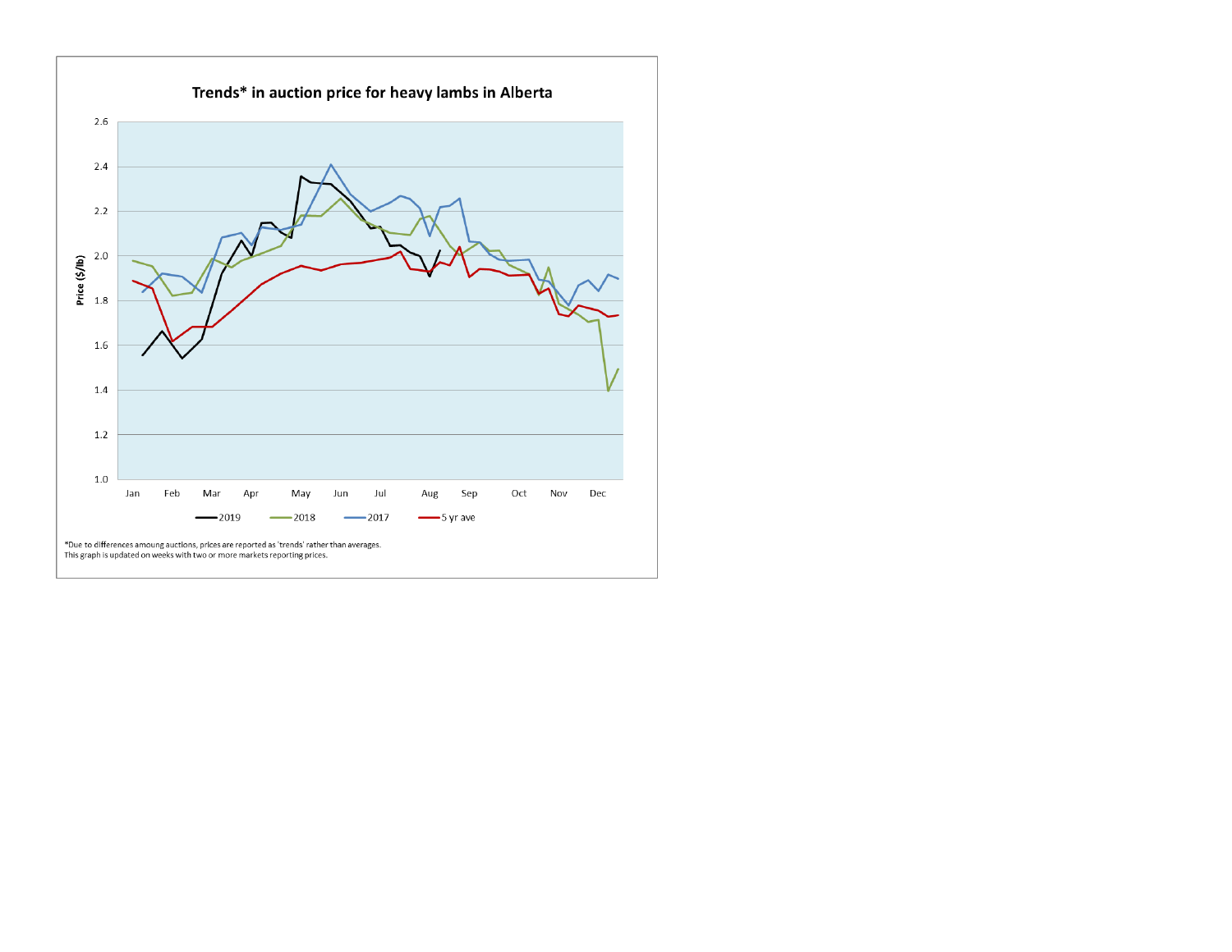## Trends* in auction price for heavy lambs in Alberta

Price ($/lb)

2.6
2.4
2.2
2.0
1.8
1.6
1.4
1.2
1.0

Jan Feb Mar Apr May Jun Jul Aug Sep Oct Nov Dec

2019 2018 2017 5 yr ave

*Due to differences amoung auctions, prices are reported as 'trends' rather than averages.
This graph is updated on weeks with two or more markets reporting prices.